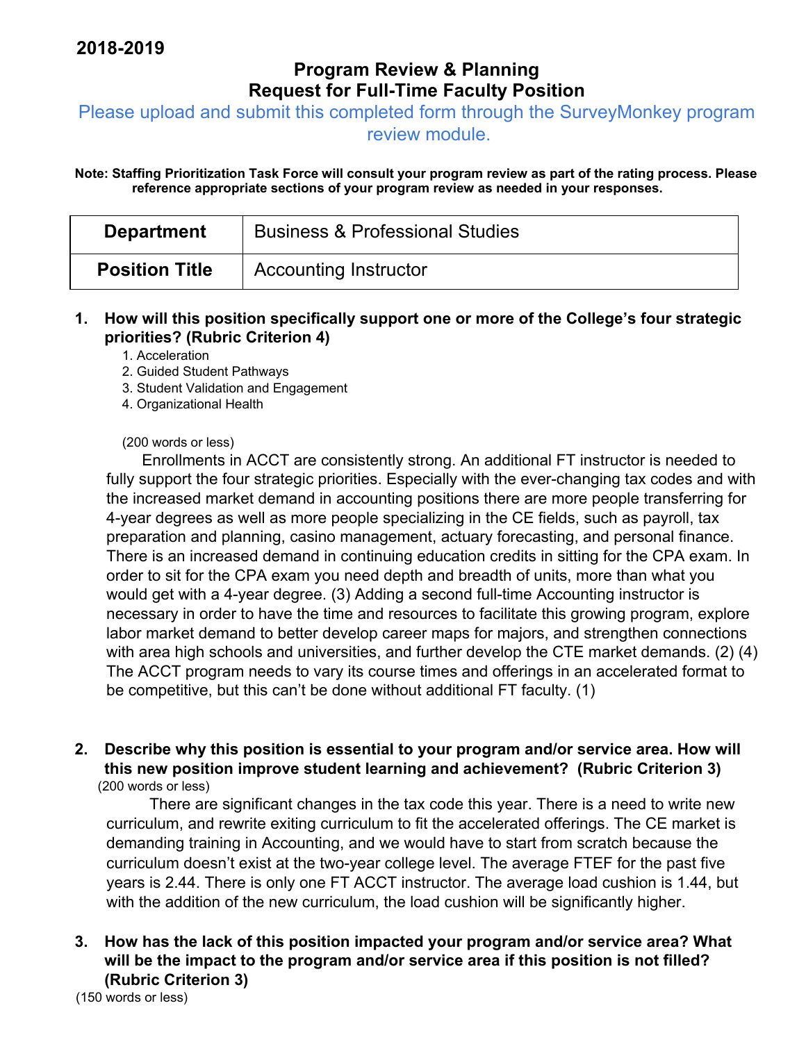**2018-2019**

## Program Review & Planning
## Request for Full-Time Faculty Position

Please upload and submit this completed form through the SurveyMonkey program review module.

**Note: Staffing Prioritization Task Force will consult your program review as part of the rating process. Please reference appropriate sections of your program review as needed in your responses.**

| **Department** | Business & Professional Studies |
|---|---|
| **Position Title** | Accounting Instructor |

**1. How will this position specifically support one or more of the College's four strategic priorities? (Rubric Criterion 4)**

1. Acceleration
2. Guided Student Pathways
3. Student Validation and Engagement
4. Organizational Health

(200 words or less)

Enrollments in ACCT are consistently strong. An additional FT instructor is needed to fully support the four strategic priorities. Especially with the ever-changing tax codes and with the increased market demand in accounting positions there are more people transferring for 4-year degrees as well as more people specializing in the CE fields, such as payroll, tax preparation and planning, casino management, actuary forecasting, and personal finance. There is an increased demand in continuing education credits in sitting for the CPA exam. In order to sit for the CPA exam you need depth and breadth of units, more than what you would get with a 4-year degree. (3) Adding a second full-time Accounting instructor is necessary in order to have the time and resources to facilitate this growing program, explore labor market demand to better develop career maps for majors, and strengthen connections with area high schools and universities, and further develop the CTE market demands. (2) (4) The ACCT program needs to vary its course times and offerings in an accelerated format to be competitive, but this can't be done without additional FT faculty. (1)

**2. Describe why this position is essential to your program and/or service area. How will this new position improve student learning and achievement? (Rubric Criterion 3)**

(200 words or less)

There are significant changes in the tax code this year. There is a need to write new curriculum, and rewrite exiting curriculum to fit the accelerated offerings. The CE market is demanding training in Accounting, and we would have to start from scratch because the curriculum doesn't exist at the two-year college level. The average FTEF for the past five years is 2.44. There is only one FT ACCT instructor. The average load cushion is 1.44, but with the addition of the new curriculum, the load cushion will be significantly higher.

**3. How has the lack of this position impacted your program and/or service area? What will be the impact to the program and/or service area if this position is not filled? (Rubric Criterion 3)**

(150 words or less)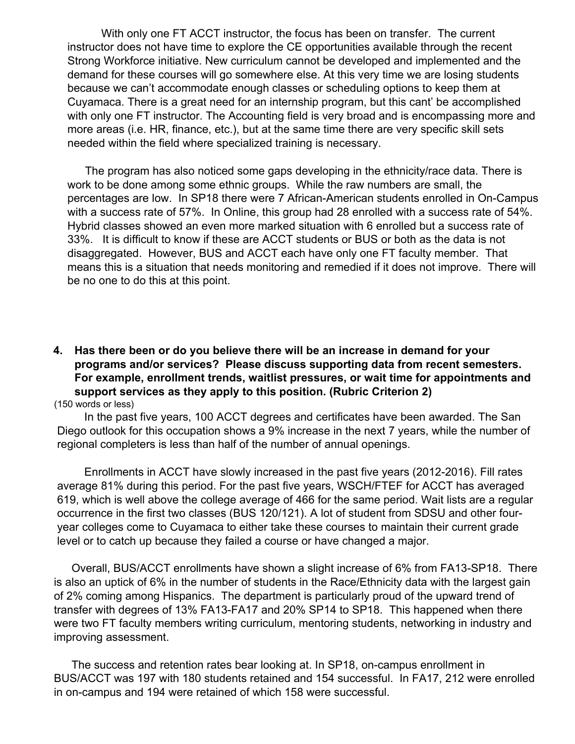With only one FT ACCT instructor, the focus has been on transfer. The current instructor does not have time to explore the CE opportunities available through the recent Strong Workforce initiative. New curriculum cannot be developed and implemented and the demand for these courses will go somewhere else. At this very time we are losing students because we can't accommodate enough classes or scheduling options to keep them at Cuyamaca. There is a great need for an internship program, but this cant' be accomplished with only one FT instructor. The Accounting field is very broad and is encompassing more and more areas (i.e. HR, finance, etc.), but at the same time there are very specific skill sets needed within the field where specialized training is necessary.

The program has also noticed some gaps developing in the ethnicity/race data. There is work to be done among some ethnic groups. While the raw numbers are small, the percentages are low. In SP18 there were 7 African-American students enrolled in On-Campus with a success rate of 57%. In Online, this group had 28 enrolled with a success rate of 54%. Hybrid classes showed an even more marked situation with 6 enrolled but a success rate of 33%. It is difficult to know if these are ACCT students or BUS or both as the data is not disaggregated. However, BUS and ACCT each have only one FT faculty member. That means this is a situation that needs monitoring and remedied if it does not improve. There will be no one to do this at this point.

4. **Has there been or do you believe there will be an increase in demand for your programs and/or services? Please discuss supporting data from recent semesters. For example, enrollment trends, waitlist pressures, or wait time for appointments and support services as they apply to this position. (Rubric Criterion 2)**

(150 words or less)

In the past five years, 100 ACCT degrees and certificates have been awarded. The San Diego outlook for this occupation shows a 9% increase in the next 7 years, while the number of regional completers is less than half of the number of annual openings.

Enrollments in ACCT have slowly increased in the past five years (2012-2016). Fill rates average 81% during this period. For the past five years, WSCH/FTEF for ACCT has averaged 619, which is well above the college average of 466 for the same period. Wait lists are a regular occurrence in the first two classes (BUS 120/121). A lot of student from SDSU and other four-year colleges come to Cuyamaca to either take these courses to maintain their current grade level or to catch up because they failed a course or have changed a major.

Overall, BUS/ACCT enrollments have shown a slight increase of 6% from FA13-SP18. There is also an uptick of 6% in the number of students in the Race/Ethnicity data with the largest gain of 2% coming among Hispanics. The department is particularly proud of the upward trend of transfer with degrees of 13% FA13-FA17 and 20% SP14 to SP18. This happened when there were two FT faculty members writing curriculum, mentoring students, networking in industry and improving assessment.

The success and retention rates bear looking at. In SP18, on-campus enrollment in BUS/ACCT was 197 with 180 students retained and 154 successful. In FA17, 212 were enrolled in on-campus and 194 were retained of which 158 were successful.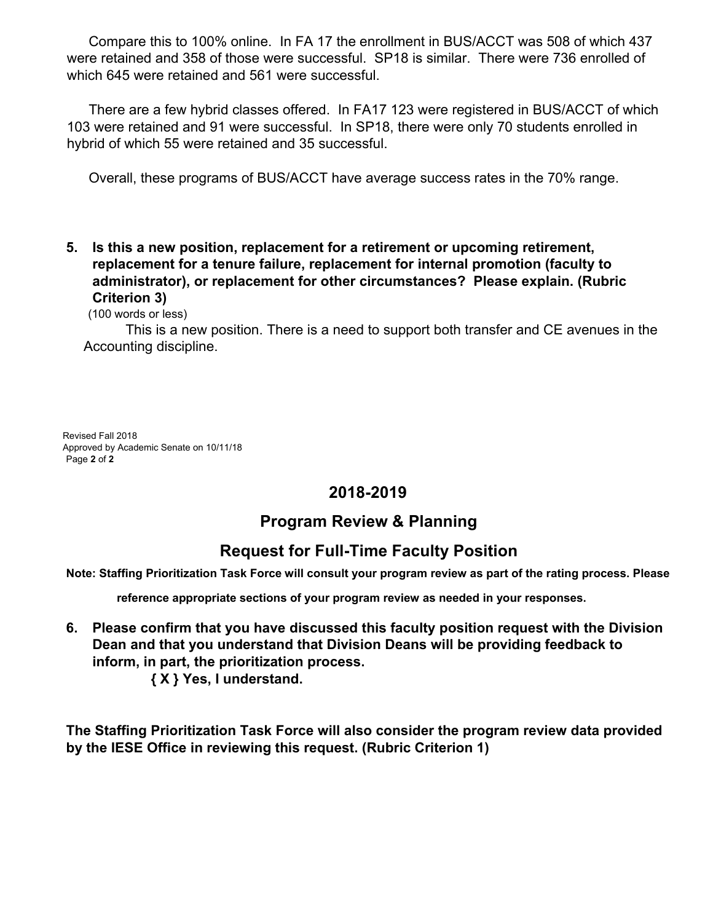Compare this to 100% online. In FA 17 the enrollment in BUS/ACCT was 508 of which 437 were retained and 358 of those were successful. SP18 is similar. There were 736 enrolled of which 645 were retained and 561 were successful.

There are a few hybrid classes offered. In FA17 123 were registered in BUS/ACCT of which 103 were retained and 91 were successful. In SP18, there were only 70 students enrolled in hybrid of which 55 were retained and 35 successful.

Overall, these programs of BUS/ACCT have average success rates in the 70% range.

**5. Is this a new position, replacement for a retirement or upcoming retirement, replacement for a tenure failure, replacement for internal promotion (faculty to administrator), or replacement for other circumstances? Please explain. (Rubric Criterion 3)**

(100 words or less)

This is a new position. There is a need to support both transfer and CE avenues in the Accounting discipline.

Revised Fall 2018
Approved by Academic Senate on 10/11/18

## 2018-2019

## Program Review & Planning

## Request for Full-Time Faculty Position

**Note: Staffing Prioritization Task Force will consult your program review as part of the rating process. Please reference appropriate sections of your program review as needed in your responses.**

**6. Please confirm that you have discussed this faculty position request with the Division Dean and that you understand that Division Deans will be providing feedback to inform, in part, the prioritization process.**

**{ X } Yes, I understand.**

**The Staffing Prioritization Task Force will also consider the program review data provided by the IESE Office in reviewing this request. (Rubric Criterion 1)**